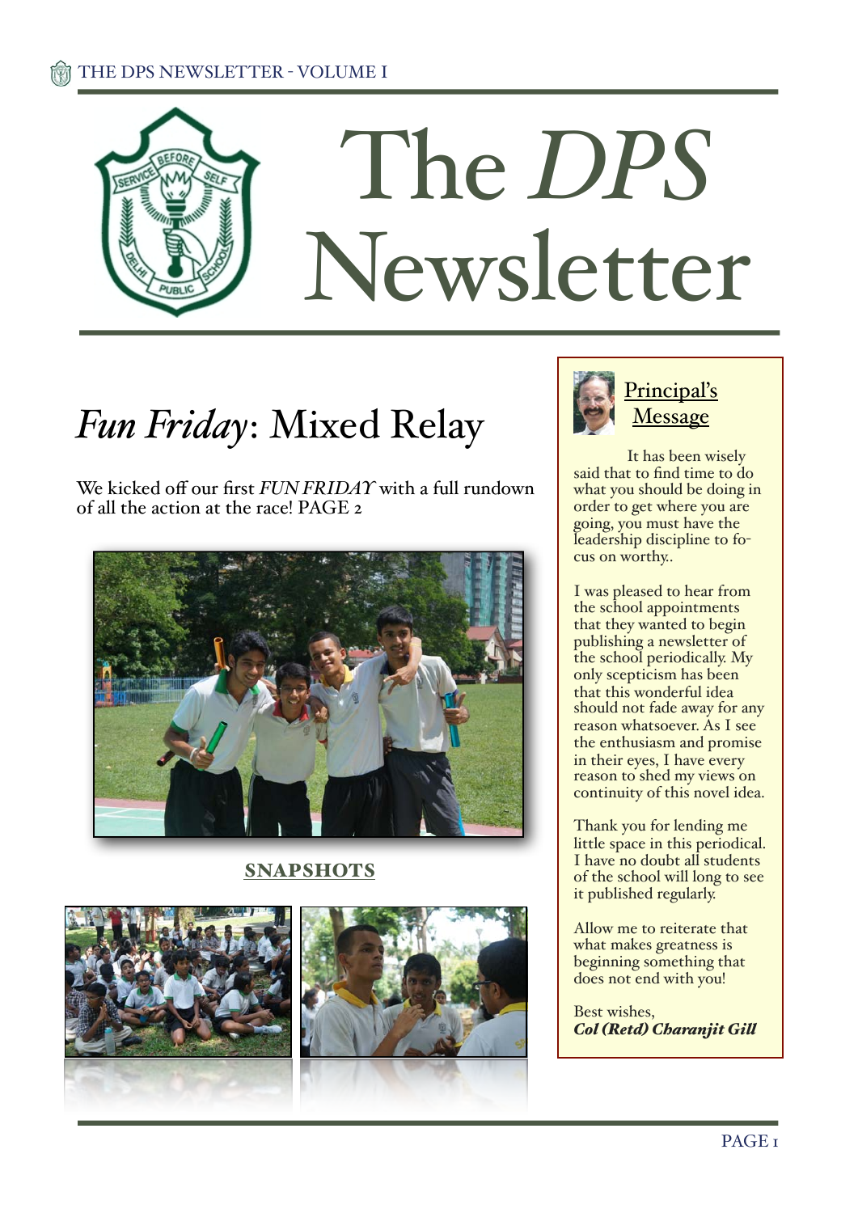# The *DPS* Newsletter

## *Fun Friday*: Mixed Relay

We kicked off our first *FUN FRIDAY* with a full rundown of all the action at the race! PAGE 2

**SNAPSHOTS**

### Principal's Message

It has been wisely said that to find time to do what you should be doing in order to get where you are going, you must have the leadership discipline to focus on worthy..

I was pleased to hear from the school appointments that they wanted to begin publishing a newsletter of the school periodically. My only scepticism has been that this wonderful idea should not fade away for any reason whatsoever. As I see the enthusiasm and promise in their eyes, I have every reason to shed my views on continuity of this novel idea.

Thank you for lending me little space in this periodical. I have no doubt all students of the school will long to see it published regularly.

Allow me to reiterate that what makes greatness is beginning something that does not end with you!

Best wishes,
***Col (Retd) Charanjit Gill***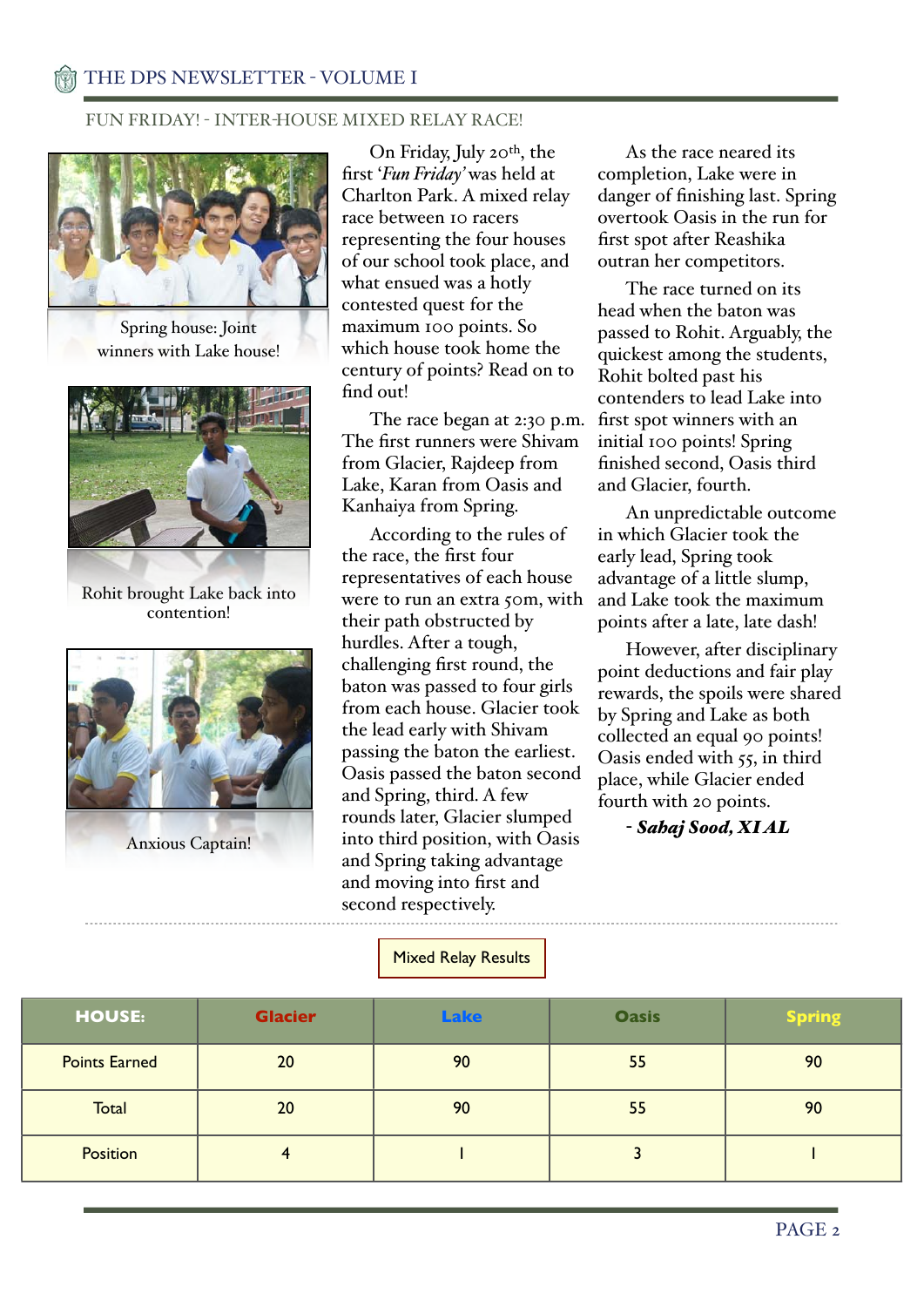## FUN FRIDAY! - INTER-HOUSE MIXED RELAY RACE!

Spring house: Joint winners with Lake house!

Rohit brought Lake back into contention!

Anxious Captain!

On Friday, July 20th, the first '*Fun Friday*' was held at Charlton Park. A mixed relay race between 10 racers representing the four houses of our school took place, and what ensued was a hotly contested quest for the maximum 100 points. So which house took home the century of points? Read on to find out!

The race began at 2:30 p.m. The first runners were Shivam from Glacier, Rajdeep from Lake, Karan from Oasis and Kanhaiya from Spring.

According to the rules of the race, the first four representatives of each house were to run an extra 50m, with their path obstructed by hurdles. After a tough, challenging first round, the baton was passed to four girls from each house. Glacier took the lead early with Shivam passing the baton the earliest. Oasis passed the baton second and Spring, third. A few rounds later, Glacier slumped into third position, with Oasis and Spring taking advantage and moving into first and second respectively.

As the race neared its completion, Lake were in danger of finishing last. Spring overtook Oasis in the run for first spot after Reashika outran her competitors.

The race turned on its head when the baton was passed to Rohit. Arguably, the quickest among the students, Rohit bolted past his contenders to lead Lake into first spot winners with an initial 100 points! Spring finished second, Oasis third and Glacier, fourth.

An unpredictable outcome in which Glacier took the early lead, Spring took advantage of a little slump, and Lake took the maximum points after a late, late dash!

However, after disciplinary point deductions and fair play rewards, the spoils were shared by Spring and Lake as both collected an equal 90 points! Oasis ended with 55, in third place, while Glacier ended fourth with 20 points.

- ***Sahaj Sood, XI AL***

Mixed Relay Results

| HOUSE: | Glacier | Lake | Oasis | Spring |
|---|---|---|---|---|
| Points Earned | 20 | 90 | 55 | 90 |
| Total | 20 | 90 | 55 | 90 |
| Position | 4 | 1 | 3 | 1 |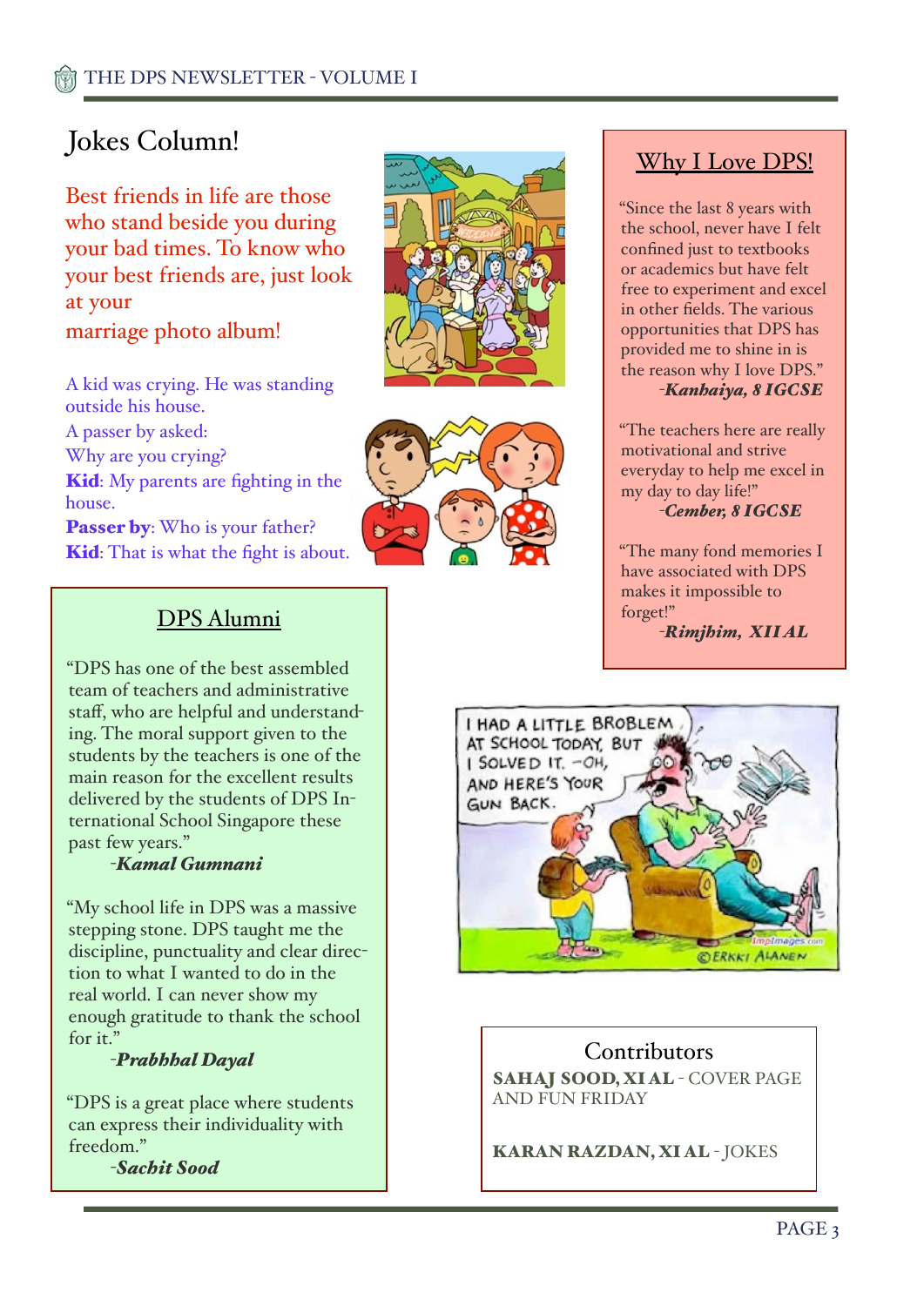# Jokes Column!

Best friends in life are those who stand beside you during your bad times. To know who your best friends are, just look at your marriage photo album!

A kid was crying. He was standing outside his house.
A passer by asked:
Why are you crying?
**Kid**: My parents are fighting in the house.
**Passer by**: Who is your father?
**Kid**: That is what the fight is about.

## DPS Alumni

"DPS has one of the best assembled team of teachers and administrative staff, who are helpful and understanding. The moral support given to the students by the teachers is one of the main reason for the excellent results delivered by the students of DPS International School Singapore these past few years."

-***Kamal Gumnani***

"My school life in DPS was a massive stepping stone. DPS taught me the discipline, punctuality and clear direction to what I wanted to do in the real world. I can never show my enough gratitude to thank the school for it."

-***Prabhhal Dayal***

"DPS is a great place where students can express their individuality with freedom."

-***Sachit Sood***

## Why I Love DPS!

"Since the last 8 years with the school, never have I felt confined just to textbooks or academics but have felt free to experiment and excel in other fields. The various opportunities that DPS has provided me to shine in is the reason why I love DPS."

-***Kanhaiya, 8 IGCSE***

"The teachers here are really motivational and strive everyday to help me excel in my day to day life!"

-***Cember, 8 IGCSE***

"The many fond memories I have associated with DPS makes it impossible to forget!"

-***Rimjhim, XII AL***

## Contributors

**SAHAJ SOOD, XI AL** - COVER PAGE AND FUN FRIDAY

**KARAN RAZDAN, XI AL** - JOKES